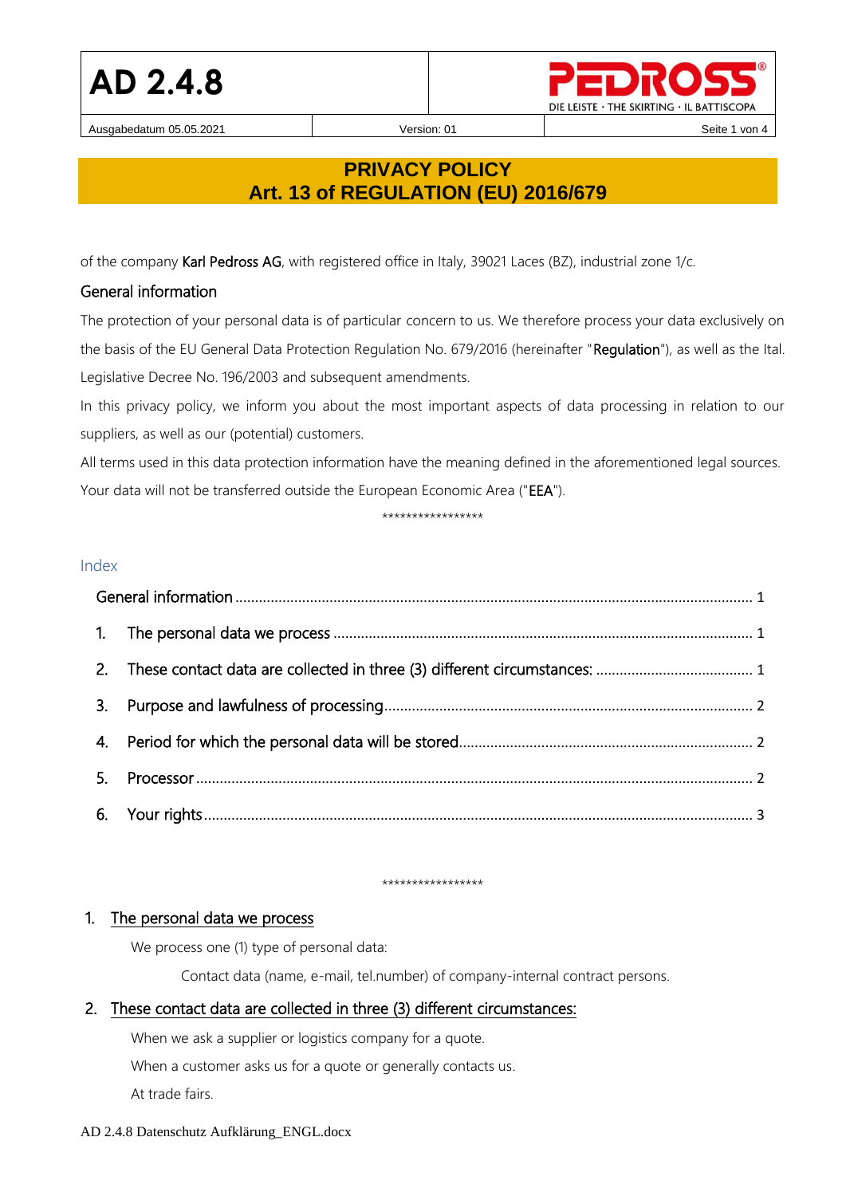# PRIVACY POLICY
# Art. 13 of REGULATION (EU) 2016/679

of the company **Karl Pedross AG**, with registered office in Italy, 39021 Laces (BZ), industrial zone 1/c.

## General information

The protection of your personal data is of particular concern to us. We therefore process your data exclusively on the basis of the EU General Data Protection Regulation No. 679/2016 (hereinafter "**Regulation**"), as well as the Ital. Legislative Decree No. 196/2003 and subsequent amendments.

In this privacy policy, we inform you about the most important aspects of data processing in relation to our suppliers, as well as our (potential) customers.

All terms used in this data protection information have the meaning defined in the aforementioned legal sources.

Your data will not be transferred outside the European Economic Area ("**EEA**").

*****************

### Index

- General information ........ 1
1. The personal data we process ........ 1
2. These contact data are collected in three (3) different circumstances: ........ 1
3. Purpose and lawfulness of processing ........ 2
4. Period for which the personal data will be stored ........ 2
5. Processor ........ 2
6. Your rights ........ 3

*****************

## 1. The personal data we process

We process one (1) type of personal data:

Contact data (name, e-mail, tel.number) of company-internal contract persons.

## 2. These contact data are collected in three (3) different circumstances:

When we ask a supplier or logistics company for a quote.

When a customer asks us for a quote or generally contacts us.

At trade fairs.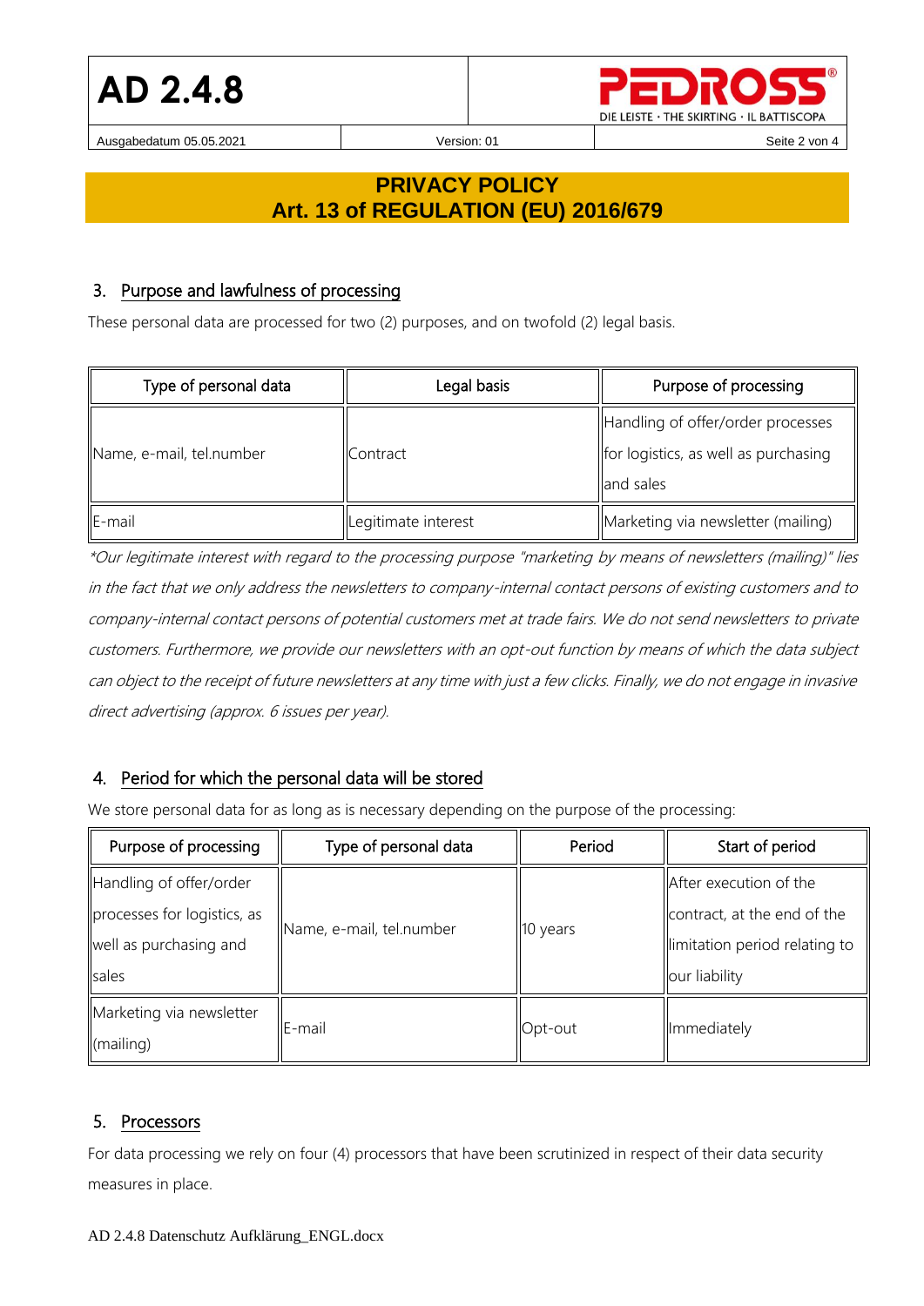## 3. Purpose and lawfulness of processing

These personal data are processed for two (2) purposes, and on twofold (2) legal basis.

| Type of personal data | Legal basis | Purpose of processing |
|---|---|---|
| Name, e-mail, tel.number | Contract | Handling of offer/order processes for logistics, as well as purchasing and sales |
| E-mail | Legitimate interest | Marketing via newsletter (mailing) |

*\*Our legitimate interest with regard to the processing purpose "marketing by means of newsletters (mailing)" lies in the fact that we only address the newsletters to company-internal contact persons of existing customers and to company-internal contact persons of potential customers met at trade fairs. We do not send newsletters to private customers. Furthermore, we provide our newsletters with an opt-out function by means of which the data subject can object to the receipt of future newsletters at any time with just a few clicks. Finally, we do not engage in invasive direct advertising (approx. 6 issues per year).*

## 4. Period for which the personal data will be stored

We store personal data for as long as is necessary depending on the purpose of the processing:

| Purpose of processing | Type of personal data | Period | Start of period |
|---|---|---|---|
| Handling of offer/order processes for logistics, as well as purchasing and sales | Name, e-mail, tel.number | 10 years | After execution of the contract, at the end of the limitation period relating to our liability |
| Marketing via newsletter (mailing) | E-mail | Opt-out | Immediately |

## 5. Processors

For data processing we rely on four (4) processors that have been scrutinized in respect of their data security measures in place.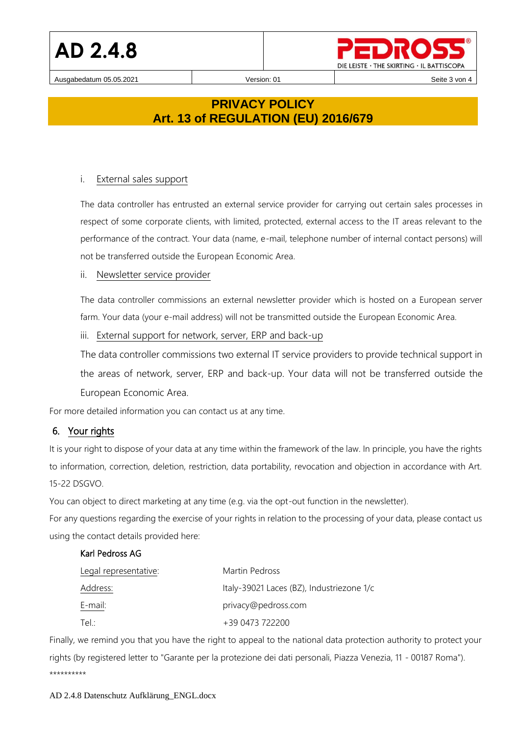## PRIVACY POLICY
## Art. 13 of REGULATION (EU) 2016/679

i. External sales support

The data controller has entrusted an external service provider for carrying out certain sales processes in respect of some corporate clients, with limited, protected, external access to the IT areas relevant to the performance of the contract. Your data (name, e-mail, telephone number of internal contact persons) will not be transferred outside the European Economic Area.

ii. Newsletter service provider

The data controller commissions an external newsletter provider which is hosted on a European server farm. Your data (your e-mail address) will not be transmitted outside the European Economic Area.

iii. External support for network, server, ERP and back-up

The data controller commissions two external IT service providers to provide technical support in the areas of network, server, ERP and back-up. Your data will not be transferred outside the European Economic Area.

For more detailed information you can contact us at any time.

### 6. Your rights

It is your right to dispose of your data at any time within the framework of the law. In principle, you have the rights to information, correction, deletion, restriction, data portability, revocation and objection in accordance with Art. 15-22 DSGVO.

You can object to direct marketing at any time (e.g. via the opt-out function in the newsletter).

For any questions regarding the exercise of your rights in relation to the processing of your data, please contact us using the contact details provided here:

Karl Pedross AG

| | |
|---|---|
| Legal representative: | Martin Pedross |
| Address: | Italy-39021 Laces (BZ), Industriezone 1/c |
| E-mail: | privacy@pedross.com |
| Tel.: | +39 0473 722200 |

Finally, we remind you that you have the right to appeal to the national data protection authority to protect your rights (by registered letter to "Garante per la protezione dei dati personali, Piazza Venezia, 11 - 00187 Roma").

**********

AD 2.4.8 Datenschutz Aufklärung_ENGL.docx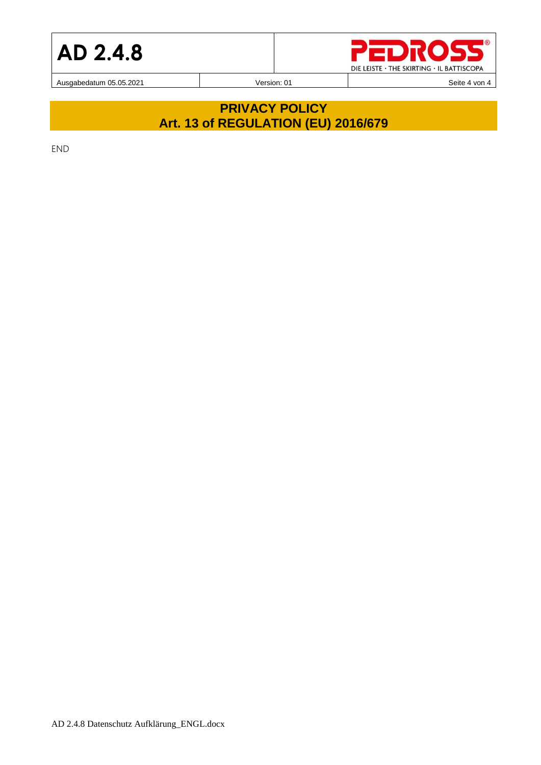# PRIVACY POLICY
# Art. 13 of REGULATION (EU) 2016/679

END